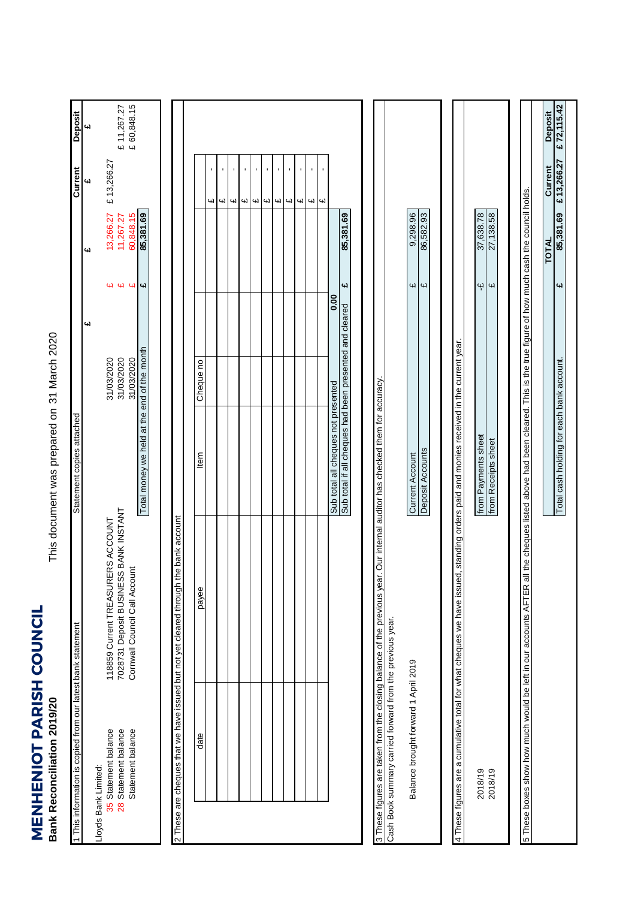# MENHENIOT PARISH COUNCIL

## Bank Reconciliation 2019/20

This document was prepared on 31 March 2020

### 1 This information is copied from our latest bank statement

Lloyds Bank Limited:

| | | Statement copies attached | £ | £ | Current £ | Deposit £ |
|---|---|---|---|---|---|---|
| 35 Statement balance | 118859 Current TREASURERS ACCOUNT | 31/03/2020 | | £ 13,266.27 | £ 13,266.27 | |
| 28 Statement balance | 7028731 Deposit BUSINESS BANK INSTANT | 31/03/2020 | | £ 11,267.27 | | £ 11,267.27 |
| Statement balance | Cornwall Council Call Account | 31/03/2020 | | £ 60,848.15 | | £ 60,848.15 |
| | | Total money we held at the end of the month | | £ 85,381.69 | | |

### 2 These are cheques that we have issued but not yet cleared through the bank account

| date | payee | Item | Cheque no | | | |
|---|---|---|---|---|---|---|
| | | | | | | £ - |
| | | | | | | £ - |
| | | | | | | £ - |
| | | | | | | £ - |
| | | | | | | £ - |
| | | | | | | £ - |
| | | | | | | £ - |
| | | | | | | £ - |
| | | | | | | £ - |
| | | Sub total all cheques not presented | | 0.00 | | |
| | | Sub total if all cheques had been presented and cleared | | | £ 85,381.69 | |

### 3 These figures are taken from the closing balance of the previous year. Our internal auditor has checked them for accuracy.

Cash Book summary carried forward from the previous year.

| Balance brought forward 1 April 2019 | | |
|---|---|---|
| Current Account | £ | 9,298.96 |
| Deposit Accounts | £ | 86,582.93 |

### 4 These figures are a cumulative total for what cheques we have issued, standing orders paid and monies received in the current year.

| | | | |
|---|---|---|---|
| 2018/19 | from Payments sheet | -£ | 37,638.78 |
| 2018/19 | from Receipts sheet | £ | 27,138.58 |

### 5 These boxes show how much would be left in our accounts AFTER all the cheques listed above had been cleared. This is the true figure of how much cash the council holds.

| | | TOTAL | Current | Deposit |
|---|---|---|---|---|
| Total cash holding for each bank account. | £ | 85,381.69 | £ 13,266.27 | £ 72,115.42 |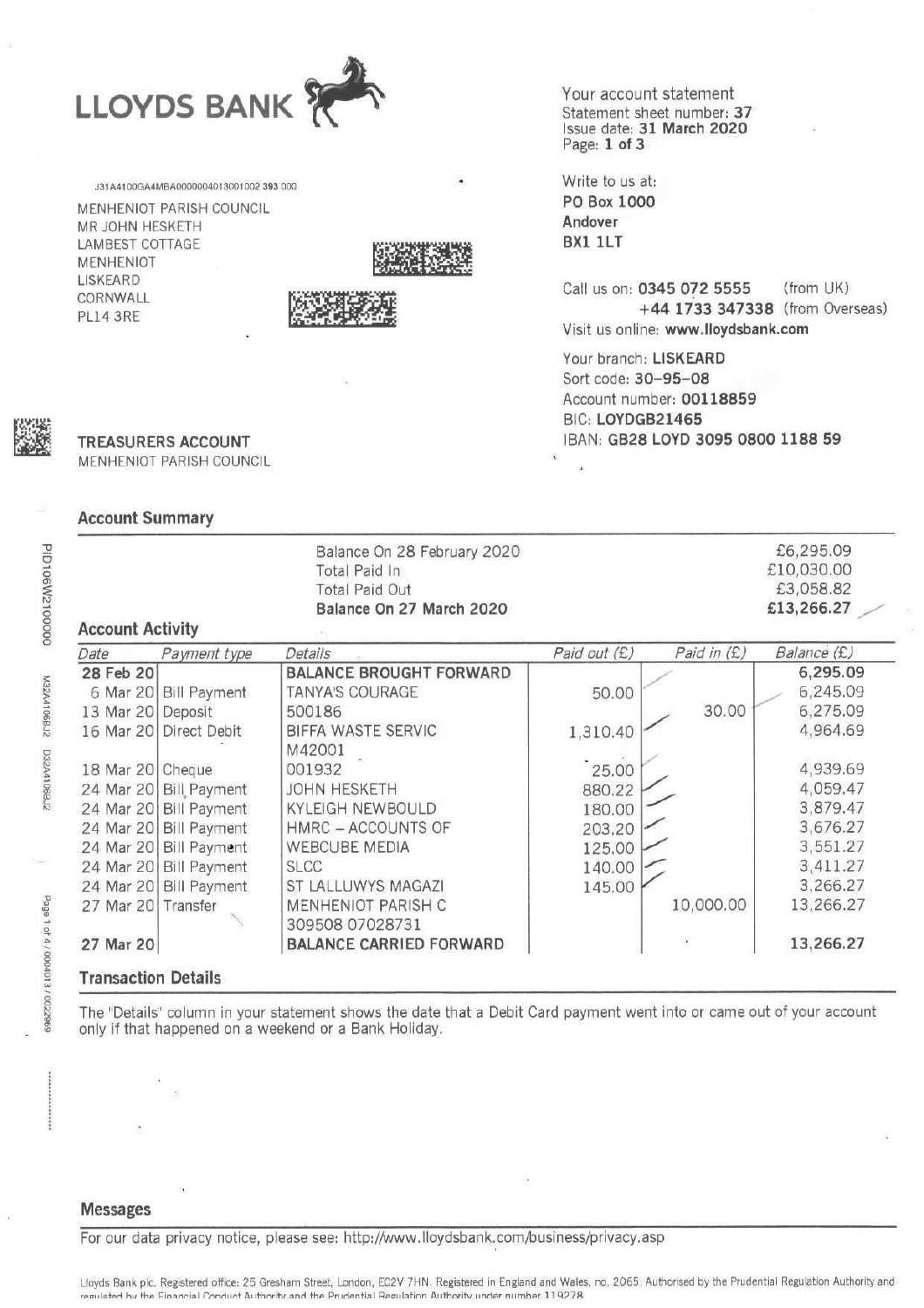# LLOYDS BANK

J31A4100GA4MBA0000004013001002 393 000

MENHENIOT PARISH COUNCIL
MR JOHN HESKETH
LAMBEST COTTAGE
MENHENIOT
LISKEARD
CORNWALL
PL14 3RE

Your account statement
Statement sheet number: **37**
Issue date: **31 March 2020**
Page: **1 of 3**

Write to us at:
**PO Box 1000**
**Andover**
**BX1 1LT**

Call us on: **0345 072 5555** (from UK)
**+44 1733 347338** (from Overseas)
Visit us online: **www.lloydsbank.com**

Your branch: **LISKEARD**
Sort code: **30-95-08**
Account number: **00118859**
BIC: **LOYDGB21465**
IBAN: **GB28 LOYD 3095 0800 1188 59**

**TREASURERS ACCOUNT**
MENHENIOT PARISH COUNCIL

## Account Summary

| | |
|---|---|
| Balance On 28 February 2020 | £6,295.09 |
| Total Paid In | £10,030.00 |
| Total Paid Out | £3,058.82 |
| **Balance On 27 March 2020** | **£13,266.27** |

## Account Activity

| *Date* | *Payment type* | *Details* | *Paid out (£)* | *Paid in (£)* | *Balance (£)* |
|---|---|---|---|---|---|
| **28 Feb 20** | | **BALANCE BROUGHT FORWARD** | | | **6,295.09** |
| 6 Mar 20 | Bill Payment | TANYA'S COURAGE | 50.00 | | 6,245.09 |
| 13 Mar 20 | Deposit | 500186 | | 30.00 | 6,275.09 |
| 16 Mar 20 | Direct Debit | BIFFA WASTE SERVIC M42001 | 1,310.40 | | 4,964.69 |
| 18 Mar 20 | Cheque | 001932 | 25.00 | | 4,939.69 |
| 24 Mar 20 | Bill Payment | JOHN HESKETH | 880.22 | | 4,059.47 |
| 24 Mar 20 | Bill Payment | KYLEIGH NEWBOULD | 180.00 | | 3,879.47 |
| 24 Mar 20 | Bill Payment | HMRC – ACCOUNTS OF | 203.20 | | 3,676.27 |
| 24 Mar 20 | Bill Payment | WEBCUBE MEDIA | 125.00 | | 3,551.27 |
| 24 Mar 20 | Bill Payment | SLCC | 140.00 | | 3,411.27 |
| 24 Mar 20 | Bill Payment | ST LALLUWYS MAGAZI | 145.00 | | 3,266.27 |
| 27 Mar 20 | Transfer | MENHENIOT PARISH C 309508 07028731 | | 10,000.00 | 13,266.27 |
| **27 Mar 20** | | **BALANCE CARRIED FORWARD** | | | **13,266.27** |

## Transaction Details

The "Details" column in your statement shows the date that a Debit Card payment went into or came out of your account only if that happened on a weekend or a Bank Holiday.

## Messages

For our data privacy notice, please see: http://www.lloydsbank.com/business/privacy.asp

Lloyds Bank plc. Registered office: 25 Gresham Street, London, EC2V 7HN. Registered in England and Wales, no. 2065. Authorised by the Prudential Regulation Authority and regulated by the Financial Conduct Authority and the Prudential Regulation Authority under number 119278.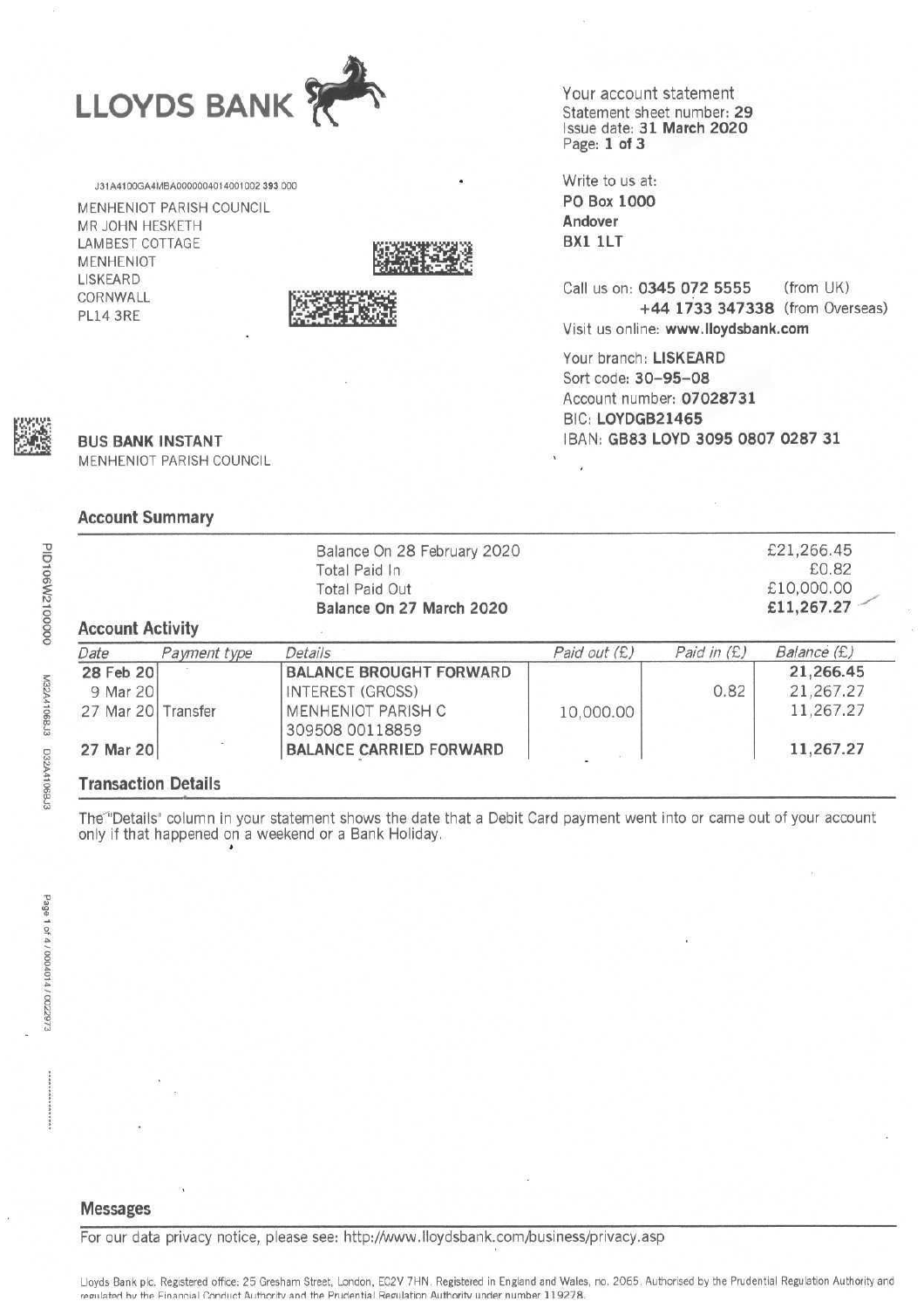# LLOYDS BANK

J31A4100GA4MBA00000040140010002 393 000

MENHENIOT PARISH COUNCIL
MR JOHN HESKETH
LAMBEST COTTAGE
MENHENIOT
LISKEARD
CORNWALL
PL14 3RE

Your account statement
Statement sheet number: **29**
Issue date: **31 March 2020**

Write to us at:
**PO Box 1000**
**Andover**
**BX1 1LT**

Call us on: **0345 072 5555** (from UK)
**+44 1733 347338** (from Overseas)
Visit us online: **www.lloydsbank.com**

Your branch: **LISKEARD**
Sort code: **30-95-08**
Account number: **07028731**
BIC: **LOYDGB21465**
IBAN: **GB83 LOYD 3095 0807 0287 31**

**BUS BANK INSTANT**
MENHENIOT PARISH COUNCIL

## Account Summary

| | |
|---|---|
| Balance On 28 February 2020 | £21,266.45 |
| Total Paid In | £0.82 |
| Total Paid Out | £10,000.00 |
| **Balance On 27 March 2020** | **£11,267.27** |

## Account Activity

| Date | Payment type | Details | Paid out (£) | Paid in (£) | Balance (£) |
|---|---|---|---|---|---|
| **28 Feb 20** | | **BALANCE BROUGHT FORWARD** | | | **21,266.45** |
| 9 Mar 20 | | INTEREST (GROSS) | | 0.82 | 21,267.27 |
| 27 Mar 20 | Transfer | MENHENIOT PARISH C 309508 00118859 | 10,000.00 | | 11,267.27 |
| **27 Mar 20** | | **BALANCE CARRIED FORWARD** | | | **11,267.27** |

## Transaction Details

The "Details" column in your statement shows the date that a Debit Card payment went into or came out of your account only if that happened on a weekend or a Bank Holiday.

## Messages

For our data privacy notice, please see: http://www.lloydsbank.com/business/privacy.asp

Lloyds Bank plc. Registered office: 25 Gresham Street, London, EC2V 7HN. Registered in England and Wales, no. 2065. Authorised by the Prudential Regulation Authority and regulated by the Financial Conduct Authority and the Prudential Regulation Authority under number 119278.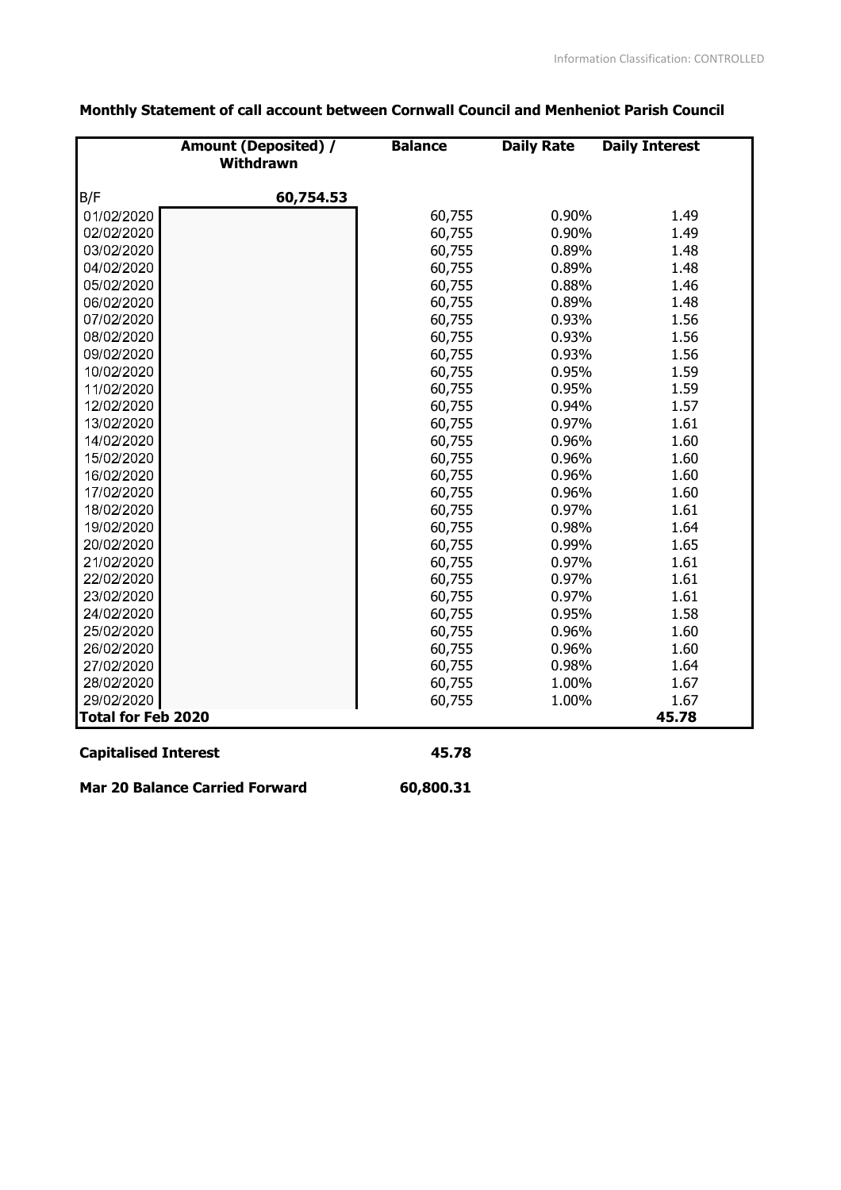**Monthly Statement of call account between Cornwall Council and Menheniot Parish Council**

| | Amount (Deposited) / Withdrawn | Balance | Daily Rate | Daily Interest |
|---|---|---|---|---|
| B/F | 60,754.53 | | | |
| 01/02/2020 | | 60,755 | 0.90% | 1.49 |
| 02/02/2020 | | 60,755 | 0.90% | 1.49 |
| 03/02/2020 | | 60,755 | 0.89% | 1.48 |
| 04/02/2020 | | 60,755 | 0.89% | 1.48 |
| 05/02/2020 | | 60,755 | 0.88% | 1.46 |
| 06/02/2020 | | 60,755 | 0.89% | 1.48 |
| 07/02/2020 | | 60,755 | 0.93% | 1.56 |
| 08/02/2020 | | 60,755 | 0.93% | 1.56 |
| 09/02/2020 | | 60,755 | 0.93% | 1.56 |
| 10/02/2020 | | 60,755 | 0.95% | 1.59 |
| 11/02/2020 | | 60,755 | 0.95% | 1.59 |
| 12/02/2020 | | 60,755 | 0.94% | 1.57 |
| 13/02/2020 | | 60,755 | 0.97% | 1.61 |
| 14/02/2020 | | 60,755 | 0.96% | 1.60 |
| 15/02/2020 | | 60,755 | 0.96% | 1.60 |
| 16/02/2020 | | 60,755 | 0.96% | 1.60 |
| 17/02/2020 | | 60,755 | 0.96% | 1.60 |
| 18/02/2020 | | 60,755 | 0.97% | 1.61 |
| 19/02/2020 | | 60,755 | 0.98% | 1.64 |
| 20/02/2020 | | 60,755 | 0.99% | 1.65 |
| 21/02/2020 | | 60,755 | 0.97% | 1.61 |
| 22/02/2020 | | 60,755 | 0.97% | 1.61 |
| 23/02/2020 | | 60,755 | 0.97% | 1.61 |
| 24/02/2020 | | 60,755 | 0.95% | 1.58 |
| 25/02/2020 | | 60,755 | 0.96% | 1.60 |
| 26/02/2020 | | 60,755 | 0.96% | 1.60 |
| 27/02/2020 | | 60,755 | 0.98% | 1.64 |
| 28/02/2020 | | 60,755 | 1.00% | 1.67 |
| 29/02/2020 | | 60,755 | 1.00% | 1.67 |
| **Total for Feb 2020** | | | | **45.78** |

**Capitalised Interest** **45.78**

**Mar 20 Balance Carried Forward** **60,800.31**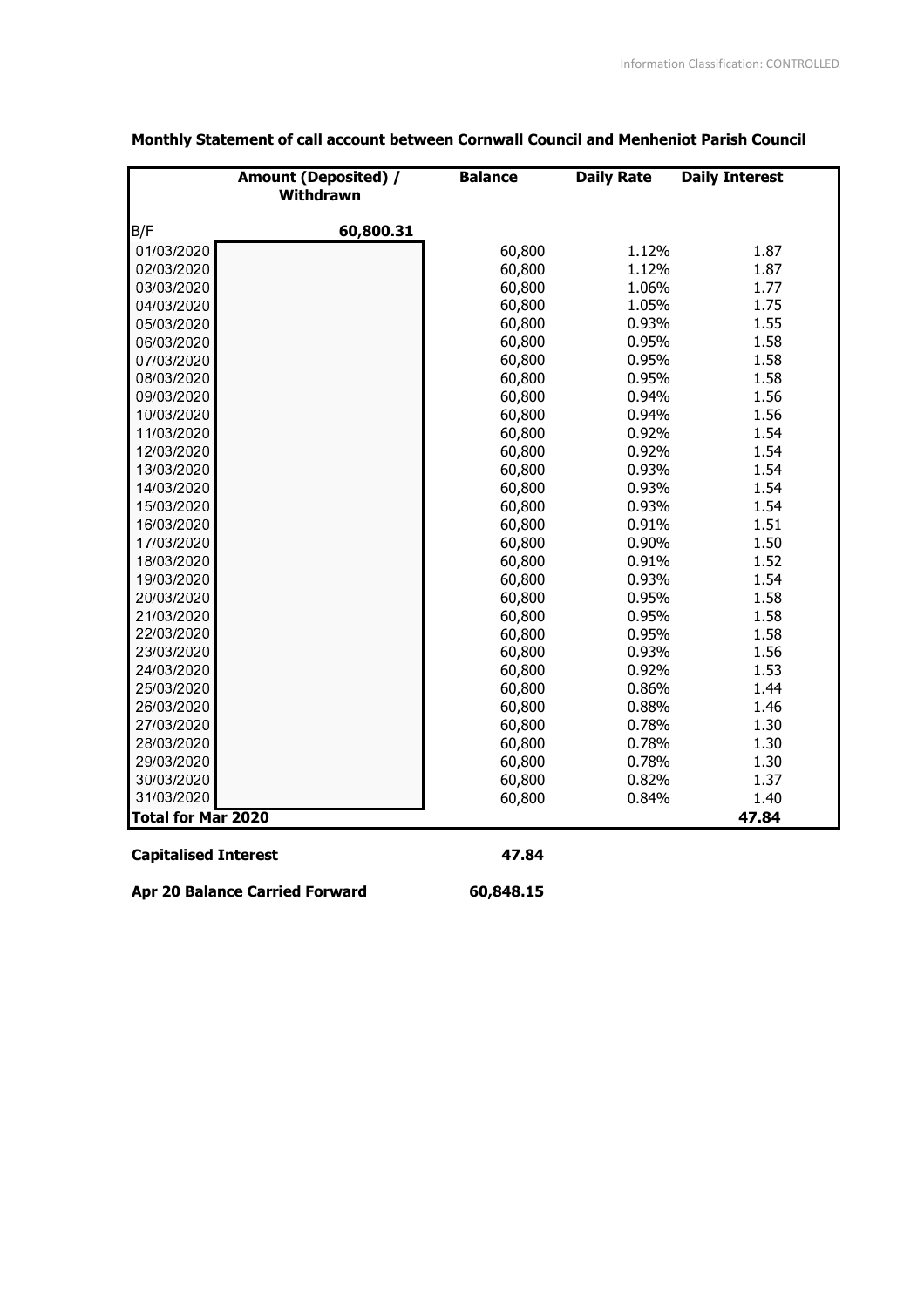**Monthly Statement of call account between Cornwall Council and Menheniot Parish Council**

| | Amount (Deposited) / Withdrawn | Balance | Daily Rate | Daily Interest |
|---|---|---|---|---|
| B/F | 60,800.31 | | | |
| 01/03/2020 | | 60,800 | 1.12% | 1.87 |
| 02/03/2020 | | 60,800 | 1.12% | 1.87 |
| 03/03/2020 | | 60,800 | 1.06% | 1.77 |
| 04/03/2020 | | 60,800 | 1.05% | 1.75 |
| 05/03/2020 | | 60,800 | 0.93% | 1.55 |
| 06/03/2020 | | 60,800 | 0.95% | 1.58 |
| 07/03/2020 | | 60,800 | 0.95% | 1.58 |
| 08/03/2020 | | 60,800 | 0.95% | 1.58 |
| 09/03/2020 | | 60,800 | 0.94% | 1.56 |
| 10/03/2020 | | 60,800 | 0.94% | 1.56 |
| 11/03/2020 | | 60,800 | 0.92% | 1.54 |
| 12/03/2020 | | 60,800 | 0.92% | 1.54 |
| 13/03/2020 | | 60,800 | 0.93% | 1.54 |
| 14/03/2020 | | 60,800 | 0.93% | 1.54 |
| 15/03/2020 | | 60,800 | 0.93% | 1.54 |
| 16/03/2020 | | 60,800 | 0.91% | 1.51 |
| 17/03/2020 | | 60,800 | 0.90% | 1.50 |
| 18/03/2020 | | 60,800 | 0.91% | 1.52 |
| 19/03/2020 | | 60,800 | 0.93% | 1.54 |
| 20/03/2020 | | 60,800 | 0.95% | 1.58 |
| 21/03/2020 | | 60,800 | 0.95% | 1.58 |
| 22/03/2020 | | 60,800 | 0.95% | 1.58 |
| 23/03/2020 | | 60,800 | 0.93% | 1.56 |
| 24/03/2020 | | 60,800 | 0.92% | 1.53 |
| 25/03/2020 | | 60,800 | 0.86% | 1.44 |
| 26/03/2020 | | 60,800 | 0.88% | 1.46 |
| 27/03/2020 | | 60,800 | 0.78% | 1.30 |
| 28/03/2020 | | 60,800 | 0.78% | 1.30 |
| 29/03/2020 | | 60,800 | 0.78% | 1.30 |
| 30/03/2020 | | 60,800 | 0.82% | 1.37 |
| 31/03/2020 | | 60,800 | 0.84% | 1.40 |
| **Total for Mar 2020** | | | | **47.84** |

**Capitalised Interest** **47.84**

**Apr 20 Balance Carried Forward** **60,848.15**